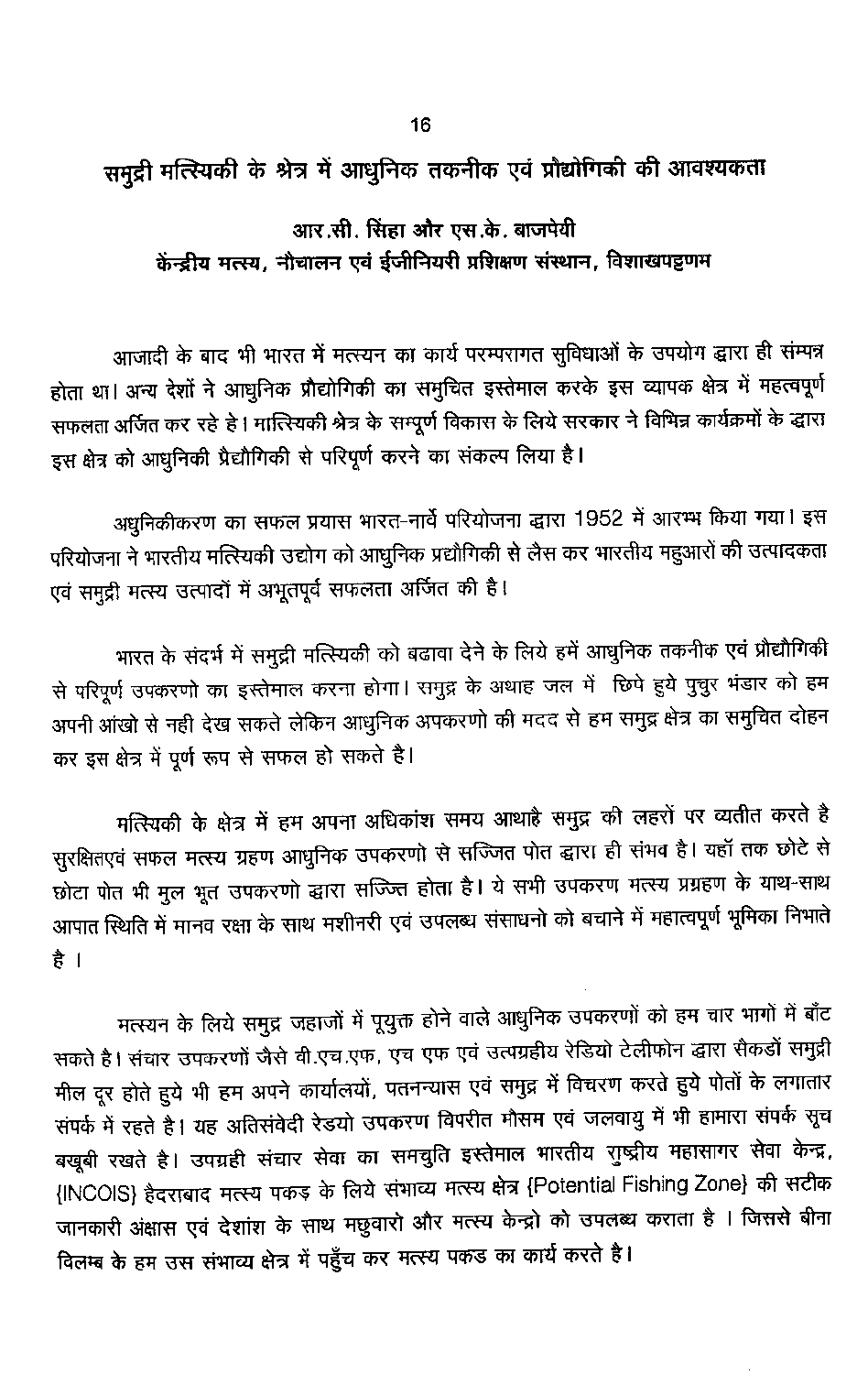# समुद्री मात्स्यिकी के श्रेत्र में आधुनिक तकनीक एवं प्रौद्योगिकी की आवश्यकता

**आर.सी. सिंहा और एस.के. बाजपेयी**

**केंद्रीय मत्स्य, नौचालन एवं ईजीनियरी प्रशिक्षण संस्थान, विशाखपट्टणम**

आजादी के बाद भी भारत में मत्स्यन का कार्य परम्परागत सुविधाओं के उपयोग द्वारा ही सम्पत्र होता था। अन्य देशों ने आधुनिक प्रौद्योगिकी का समुचित इस्तेमाल करके इस व्यापक क्षेत्र में महत्वपूर्ण सफलता अर्जित कर रहे हे। मात्स्यिकी श्रेत्र के सम्पूर्ण विकास के लिये सरकार ने विभिन्न कार्यक्रमों के द्वारा इस क्षेत्र को आधुनिकी प्रैद्यौगिकी से परिपूर्ण करने का संकल्प लिया है।

अधुनिकीकरण का सफल प्रयास भारत-नार्वे परियोजना द्वारा 1952 में आरम्भ किया गया। इस परियोजना ने भारतीय मत्स्यिकी उद्योग को आधुनिक प्रद्यौगिकी से लैस कर भारतीय महुआरों की उत्पादकता एवं समुद्री मत्स्य उत्पादों में अभूतपूर्व सफलता अर्जित की है।

भारत के संदर्भ में समुद्री मत्स्यिकी को बढावा देने के लिये हमें आधुनिक तकनीक एवं प्रौद्यौगिकी से परिपूर्ण उपकरणो का इस्तेमाल करना होगा। समुद्र के अथाह जल में छिपे हुये पुचुर भंडार को हम अपनी आंखो से नही देख सकते लेकिन आधुनिक अपकरणो की मदद से हम समुद्र क्षेत्र का समुचित दोहन कर इस क्षेत्र में पूर्ण रूप से सफल हो सकते है।

मत्स्यिकी के क्षेत्र में हम अपना अधिकांश समय आथाहै समुद्र की लहरों पर व्यतीत करते है सुरक्षितएवं सफल मत्स्य ग्रहण आधुनिक उपकरणो से सज्जित पोत द्वारा ही संभव है। यहॉ तक छोटे से छोटा पोत भी मुल भूत उपकरणो द्वारा सज्जित्त होता है। ये सभी उपकरण मत्स्य प्रग्रहण के याथ-साथ आपात स्थिति में मानव रक्षा के साथ मशीनरी एवं उपलब्ध संसाधनो को बचाने में महात्वपूर्ण भूमिका निभाते है ।

मत्स्यन के लिये समुद्र जहाजों में पूयुक्त होने वाले आधुनिक उपकरणों को हम चार भागों में बॉंट सकते है। संचार उपकरणों जैसे वी.एच.एफ, एच एफ एवं उत्पग्रहीय रेडियो टेलीफोन द्वारा सैकडों समुद्री मील दूर होते हुये भी हम अपने कार्यालयों, पतनन्यास एवं समुद्र में विचरण करते हुये पोतों के लगातार संपर्क में रहते है। यह अतिसंवेदी रेडयो उपकरण विपरीत मौसम एवं जलवायु में भी हामारा संपर्क सूच बखूबी रखते है। उपग्रही संचार सेवा का समचुति इस्तेमाल भारतीय राष्ट्रीय महासागर सेवा केन्द्र, {INCOIS} हैदराबाद मत्स्य पकड़ के लिये संभाव्य मत्स्य क्षेत्र {Potential Fishing Zone} की सटीक जानकारी अंक्षास एवं देशांश के साथ मछुवारो और मत्स्य केन्द्रो को उपलब्ध कराता है । जिससे बीना विलम्ब के हम उस संभाव्य क्षेत्र में पहुँच कर मत्स्य पकड का कार्य करते है।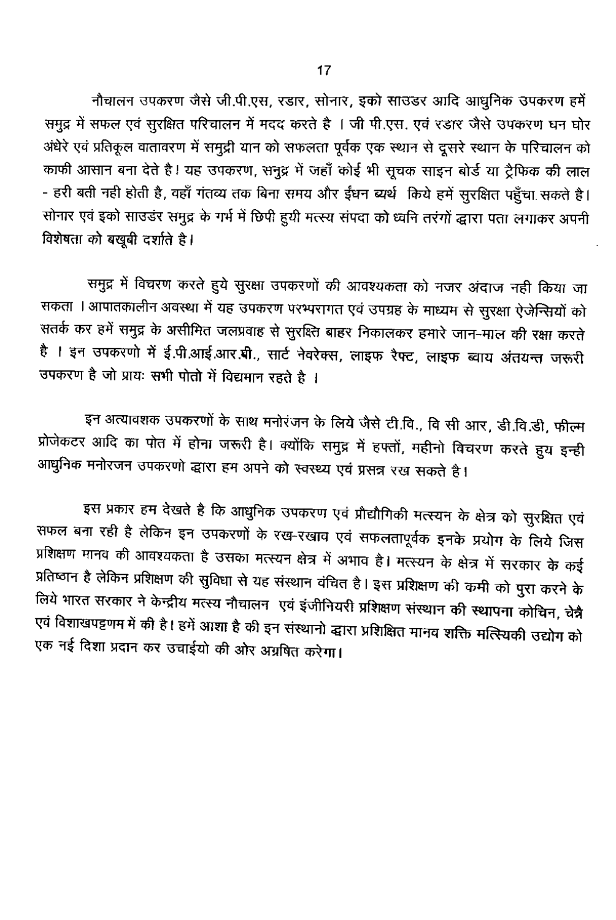नौचालन उपकरण जैसे जी.पी.एस, रडार, सोनार, इको साउडर आदि आधुनिक उपकरण हमें समुद्र में सफल एवं सुरक्षित परिचालन में मदद करते है । जी पी.एस. एवं रडार जैसे उपकरण घन घोर अंधेरे एवं प्रतिकूल वातावरण में समुद्री यान को सफलता पूर्वक एक स्थान से दूसरे स्थान के परिचालन को काफी आसान बना देते है! यह उपकरण, सनुद्र में जहाँ कोई भी सूचक साइन बोर्ड या ट्रैफिक की लाल - हरी बती नही होती है, वहाँ गंतव्य तक बिना समय और ईंधन ब्यर्थ किये हमें सुरक्षित पहुँचा सकते है। सोनार एवं इको साउडंर समुद्र के गर्भ में छिपी हुयी मत्स्य संपदा को ध्वनि तरंगों द्वारा पता लगाकर अपनी विशेषता को बखूबी दर्शाते है।

समुद्र में विचरण करते हुये सुरक्षा उपकरणों की आवश्यकता को नजर अंदाज नही किया जा सकता । आपातकालीन अवस्था में यह उपकरण परम्परागत एवं उपग्रह के माध्यम से सुरक्षा ऐजेन्सियों को सतर्क कर हमें समुद्र के असीमित जलप्रवाह से सुरक्षित बाहर निकालकर हमारे जान-माल की रक्षा करते है । इन उपकरणो में ई.पी.आई.आर.बी., सार्ट नेवरेक्स, लाइफ रैफ्ट, लाइफ ब्वाय अंतयन्त जरूरी उपकरण है जो प्रायः सभी पोतो में विद्यमान रहते है ।

इन अत्यावशक उपकरणों के साथ मनोरंजन के लिये जैसे टी.वि., वि सी आर, डी.वि.डी, फील्म प्रोजेकटर आदि का पोत में होना जरूरी है। क्योंकि समुद्र में हफ्तों, महीनो विचरण करते हुय इन्ही आधुनिक मनोरजन उपकरणो द्वारा हम अपने को स्वस्थ्य एवं प्रसन्न रख सकते है।

इस प्रकार हम देखते है कि आधुनिक उपकरण एवं प्रौद्यौगिकी मत्स्यन के क्षेत्र को सुरक्षित एवं सफल बना रही है लेकिन इन उपकरणों के रख-रखाव एवं सफलतापूर्वक इनके प्रयोग के लिये जिस प्रशिक्षण मानव की आवश्यकता है उसका मत्स्यन क्षेत्र में अभाव है। मत्स्यन के क्षेत्र में सरकार के कई प्रतिष्ठान है लेकिन प्रशिक्षण की सुविधा से यह संस्थान वंचित है। इस प्रशिक्षण की कमी को पुरा करने के लिये भारत सरकार ने केन्द्रीय मत्स्य नौचालन एवं इंजीनियरी प्रशिक्षण संस्थान की स्थापना कोचिन, चेन्नै एवं विशाखपट्टणम में की है। हमें आशा है की इन संस्थानो द्वारा प्रशिक्षित मानव शक्ति मत्स्यिकी उद्योग को एक नई दिशा प्रदान कर उचाईयो की ओर अग्रषित करेगा।